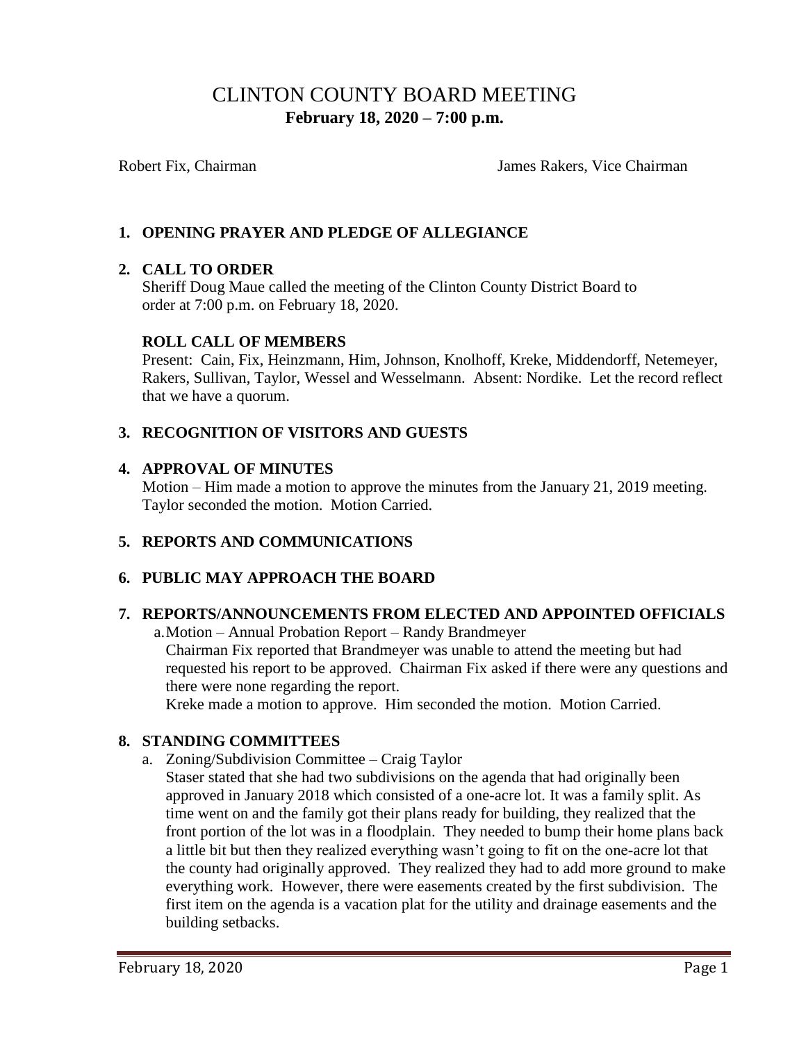# CLINTON COUNTY BOARD MEETING
**February 18, 2020 – 7:00 p.m.**

Robert Fix, Chairman James Rakers, Vice Chairman

## 1. OPENING PRAYER AND PLEDGE OF ALLEGIANCE

## 2. CALL TO ORDER

Sheriff Doug Maue called the meeting of the Clinton County District Board to order at 7:00 p.m. on February 18, 2020.

### ROLL CALL OF MEMBERS

Present: Cain, Fix, Heinzmann, Him, Johnson, Knolhoff, Kreke, Middendorff, Netemeyer, Rakers, Sullivan, Taylor, Wessel and Wesselmann. Absent: Nordike. Let the record reflect that we have a quorum.

## 3. RECOGNITION OF VISITORS AND GUESTS

## 4. APPROVAL OF MINUTES

Motion – Him made a motion to approve the minutes from the January 21, 2019 meeting. Taylor seconded the motion. Motion Carried.

## 5. REPORTS AND COMMUNICATIONS

## 6. PUBLIC MAY APPROACH THE BOARD

## 7. REPORTS/ANNOUNCEMENTS FROM ELECTED AND APPOINTED OFFICIALS

a. Motion – Annual Probation Report – Randy Brandmeyer
Chairman Fix reported that Brandmeyer was unable to attend the meeting but had requested his report to be approved. Chairman Fix asked if there were any questions and there were none regarding the report.
Kreke made a motion to approve. Him seconded the motion. Motion Carried.

## 8. STANDING COMMITTEES

a. Zoning/Subdivision Committee – Craig Taylor
Staser stated that she had two subdivisions on the agenda that had originally been approved in January 2018 which consisted of a one-acre lot. It was a family split. As time went on and the family got their plans ready for building, they realized that the front portion of the lot was in a floodplain. They needed to bump their home plans back a little bit but then they realized everything wasn't going to fit on the one-acre lot that the county had originally approved. They realized they had to add more ground to make everything work. However, there were easements created by the first subdivision. The first item on the agenda is a vacation plat for the utility and drainage easements and the building setbacks.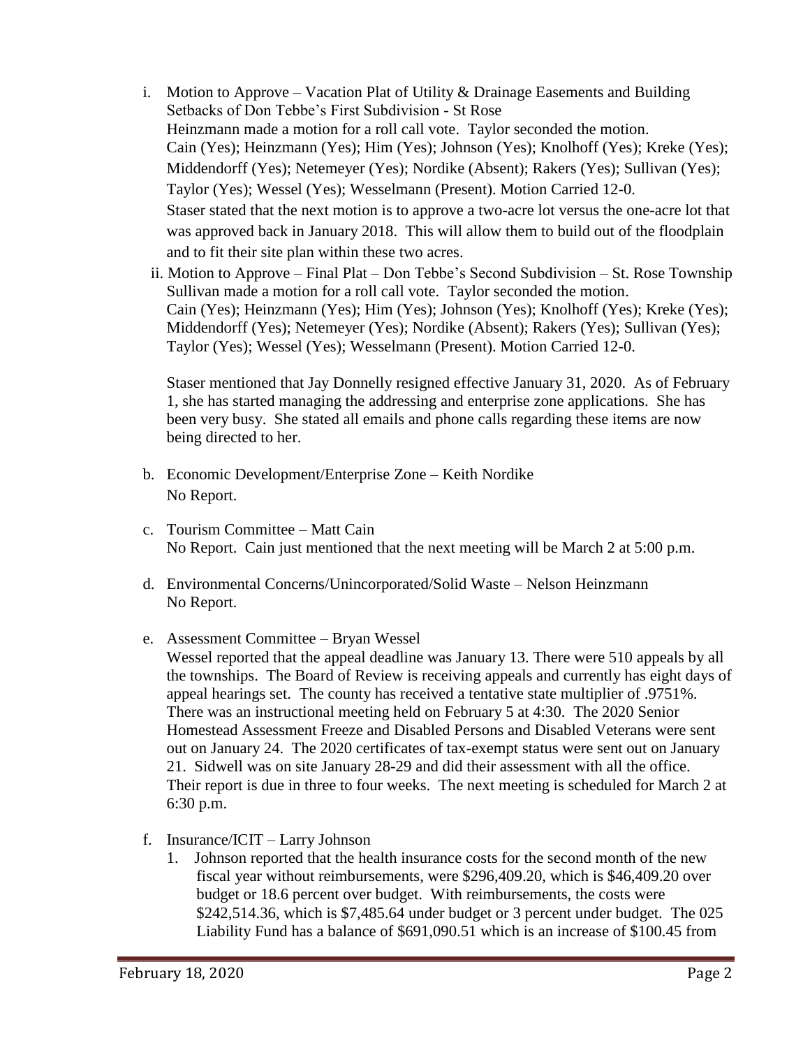i. Motion to Approve – Vacation Plat of Utility & Drainage Easements and Building Setbacks of Don Tebbe's First Subdivision - St Rose
   Heinzmann made a motion for a roll call vote. Taylor seconded the motion.
   Cain (Yes); Heinzmann (Yes); Him (Yes); Johnson (Yes); Knolhoff (Yes); Kreke (Yes); Middendorff (Yes); Netemeyer (Yes); Nordike (Absent); Rakers (Yes); Sullivan (Yes); Taylor (Yes); Wessel (Yes); Wesselmann (Present). Motion Carried 12-0.
   Staser stated that the next motion is to approve a two-acre lot versus the one-acre lot that was approved back in January 2018. This will allow them to build out of the floodplain and to fit their site plan within these two acres.

ii. Motion to Approve – Final Plat – Don Tebbe's Second Subdivision – St. Rose Township
   Sullivan made a motion for a roll call vote. Taylor seconded the motion.
   Cain (Yes); Heinzmann (Yes); Him (Yes); Johnson (Yes); Knolhoff (Yes); Kreke (Yes); Middendorff (Yes); Netemeyer (Yes); Nordike (Absent); Rakers (Yes); Sullivan (Yes); Taylor (Yes); Wessel (Yes); Wesselmann (Present). Motion Carried 12-0.

   Staser mentioned that Jay Donnelly resigned effective January 31, 2020. As of February 1, she has started managing the addressing and enterprise zone applications. She has been very busy. She stated all emails and phone calls regarding these items are now being directed to her.

b. Economic Development/Enterprise Zone – Keith Nordike
   No Report.

c. Tourism Committee – Matt Cain
   No Report. Cain just mentioned that the next meeting will be March 2 at 5:00 p.m.

d. Environmental Concerns/Unincorporated/Solid Waste – Nelson Heinzmann
   No Report.

e. Assessment Committee – Bryan Wessel
   Wessel reported that the appeal deadline was January 13. There were 510 appeals by all the townships. The Board of Review is receiving appeals and currently has eight days of appeal hearings set. The county has received a tentative state multiplier of .9751%. There was an instructional meeting held on February 5 at 4:30. The 2020 Senior Homestead Assessment Freeze and Disabled Persons and Disabled Veterans were sent out on January 24. The 2020 certificates of tax-exempt status were sent out on January 21. Sidwell was on site January 28-29 and did their assessment with all the office. Their report is due in three to four weeks. The next meeting is scheduled for March 2 at 6:30 p.m.

f. Insurance/ICIT – Larry Johnson
   1. Johnson reported that the health insurance costs for the second month of the new fiscal year without reimbursements, were $296,409.20, which is $46,409.20 over budget or 18.6 percent over budget. With reimbursements, the costs were $242,514.36, which is $7,485.64 under budget or 3 percent under budget. The 025 Liability Fund has a balance of $691,090.51 which is an increase of $100.45 from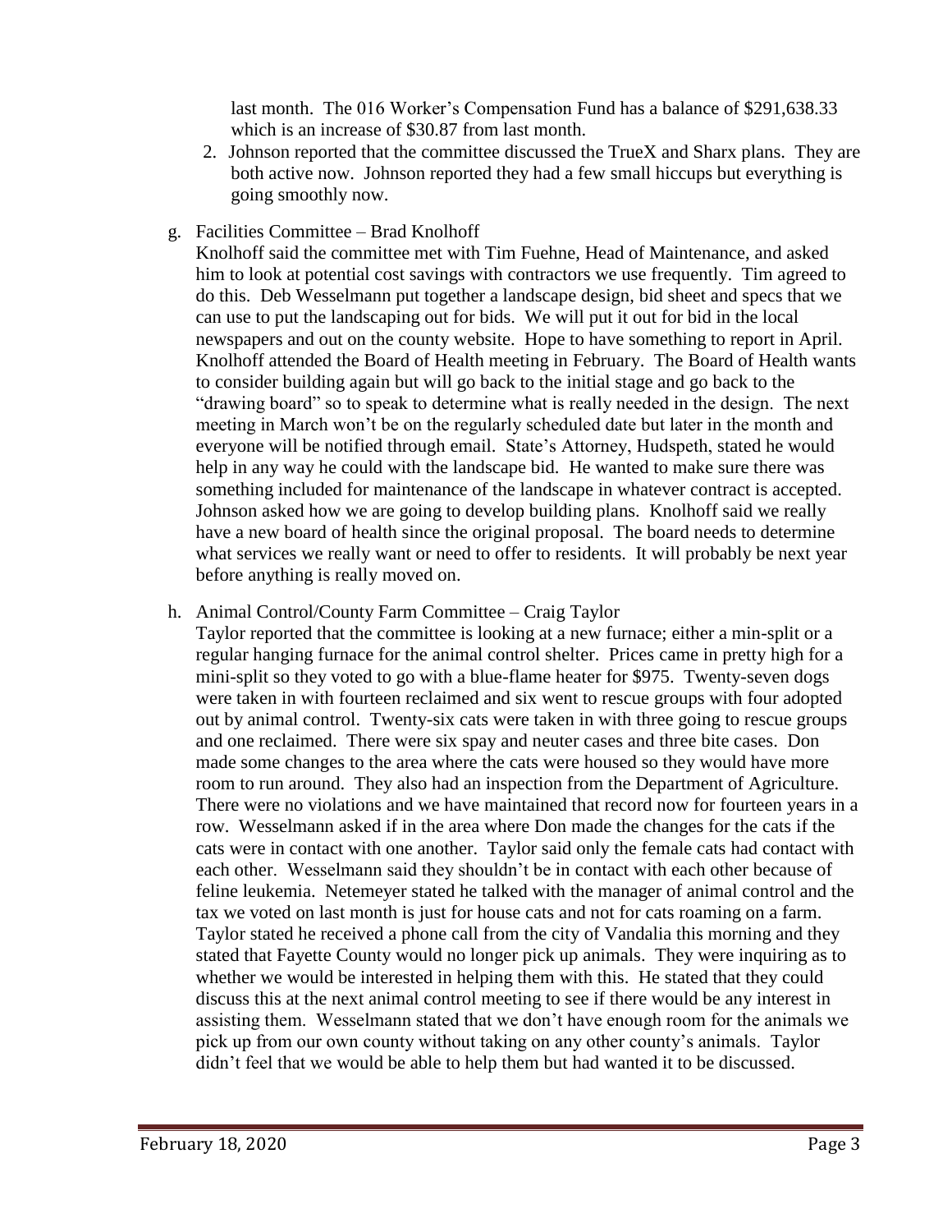last month. The 016 Worker's Compensation Fund has a balance of $291,638.33 which is an increase of $30.87 from last month.

2. Johnson reported that the committee discussed the TrueX and Sharx plans. They are both active now. Johnson reported they had a few small hiccups but everything is going smoothly now.

g. Facilities Committee – Brad Knolhoff

Knolhoff said the committee met with Tim Fuehne, Head of Maintenance, and asked him to look at potential cost savings with contractors we use frequently. Tim agreed to do this. Deb Wesselmann put together a landscape design, bid sheet and specs that we can use to put the landscaping out for bids. We will put it out for bid in the local newspapers and out on the county website. Hope to have something to report in April. Knolhoff attended the Board of Health meeting in February. The Board of Health wants to consider building again but will go back to the initial stage and go back to the "drawing board" so to speak to determine what is really needed in the design. The next meeting in March won't be on the regularly scheduled date but later in the month and everyone will be notified through email. State's Attorney, Hudspeth, stated he would help in any way he could with the landscape bid. He wanted to make sure there was something included for maintenance of the landscape in whatever contract is accepted. Johnson asked how we are going to develop building plans. Knolhoff said we really have a new board of health since the original proposal. The board needs to determine what services we really want or need to offer to residents. It will probably be next year before anything is really moved on.

h. Animal Control/County Farm Committee – Craig Taylor

Taylor reported that the committee is looking at a new furnace; either a min-split or a regular hanging furnace for the animal control shelter. Prices came in pretty high for a mini-split so they voted to go with a blue-flame heater for $975. Twenty-seven dogs were taken in with fourteen reclaimed and six went to rescue groups with four adopted out by animal control. Twenty-six cats were taken in with three going to rescue groups and one reclaimed. There were six spay and neuter cases and three bite cases. Don made some changes to the area where the cats were housed so they would have more room to run around. They also had an inspection from the Department of Agriculture. There were no violations and we have maintained that record now for fourteen years in a row. Wesselmann asked if in the area where Don made the changes for the cats if the cats were in contact with one another. Taylor said only the female cats had contact with each other. Wesselmann said they shouldn't be in contact with each other because of feline leukemia. Netemeyer stated he talked with the manager of animal control and the tax we voted on last month is just for house cats and not for cats roaming on a farm. Taylor stated he received a phone call from the city of Vandalia this morning and they stated that Fayette County would no longer pick up animals. They were inquiring as to whether we would be interested in helping them with this. He stated that they could discuss this at the next animal control meeting to see if there would be any interest in assisting them. Wesselmann stated that we don't have enough room for the animals we pick up from our own county without taking on any other county's animals. Taylor didn't feel that we would be able to help them but had wanted it to be discussed.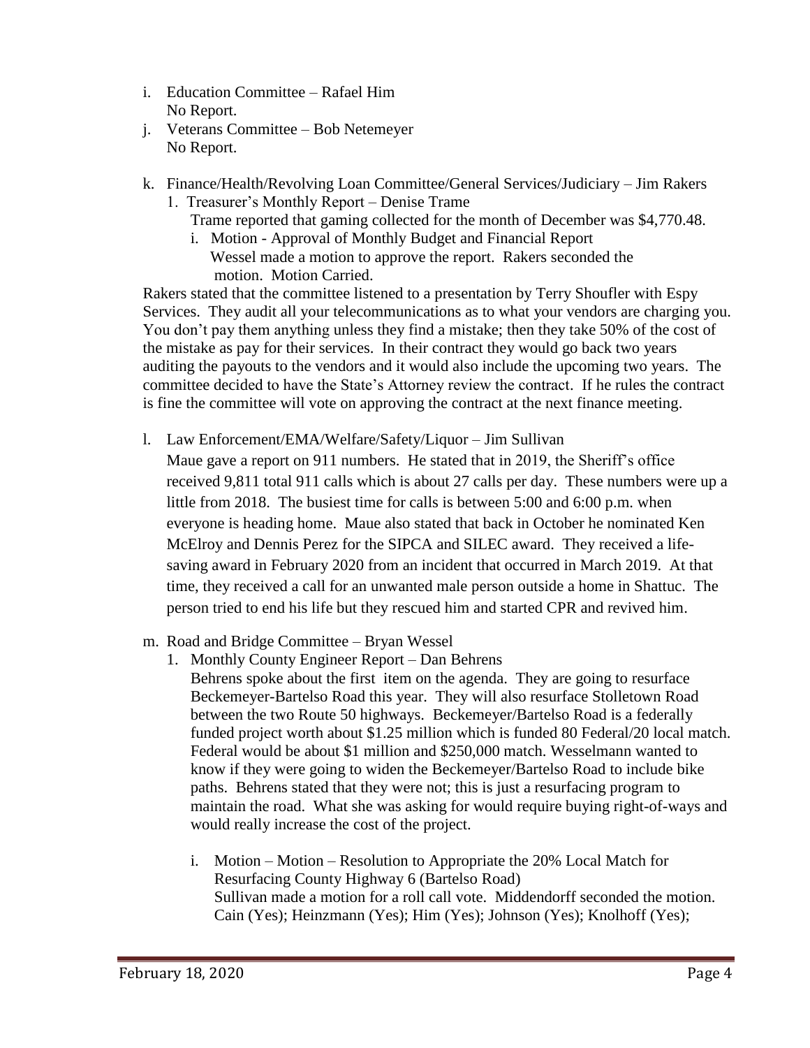i. Education Committee – Rafael Him
   No Report.
j. Veterans Committee – Bob Netemeyer
   No Report.

k. Finance/Health/Revolving Loan Committee/General Services/Judiciary – Jim Rakers
   1. Treasurer's Monthly Report – Denise Trame
      Trame reported that gaming collected for the month of December was $4,770.48.
      i. Motion - Approval of Monthly Budget and Financial Report
         Wessel made a motion to approve the report. Rakers seconded the motion. Motion Carried.

Rakers stated that the committee listened to a presentation by Terry Shoufler with Espy Services. They audit all your telecommunications as to what your vendors are charging you. You don't pay them anything unless they find a mistake; then they take 50% of the cost of the mistake as pay for their services. In their contract they would go back two years auditing the payouts to the vendors and it would also include the upcoming two years. The committee decided to have the State's Attorney review the contract. If he rules the contract is fine the committee will vote on approving the contract at the next finance meeting.

l. Law Enforcement/EMA/Welfare/Safety/Liquor – Jim Sullivan

   Maue gave a report on 911 numbers. He stated that in 2019, the Sheriff's office received 9,811 total 911 calls which is about 27 calls per day. These numbers were up a little from 2018. The busiest time for calls is between 5:00 and 6:00 p.m. when everyone is heading home. Maue also stated that back in October he nominated Ken McElroy and Dennis Perez for the SIPCA and SILEC award. They received a life-saving award in February 2020 from an incident that occurred in March 2019. At that time, they received a call for an unwanted male person outside a home in Shattuc. The person tried to end his life but they rescued him and started CPR and revived him.

m. Road and Bridge Committee – Bryan Wessel
   1. Monthly County Engineer Report – Dan Behrens
      Behrens spoke about the first item on the agenda. They are going to resurface Beckemeyer-Bartelso Road this year. They will also resurface Stolletown Road between the two Route 50 highways. Beckemeyer/Bartelso Road is a federally funded project worth about $1.25 million which is funded 80 Federal/20 local match. Federal would be about $1 million and $250,000 match. Wesselmann wanted to know if they were going to widen the Beckemeyer/Bartelso Road to include bike paths. Behrens stated that they were not; this is just a resurfacing program to maintain the road. What she was asking for would require buying right-of-ways and would really increase the cost of the project.

      i. Motion – Motion – Resolution to Appropriate the 20% Local Match for Resurfacing County Highway 6 (Bartelso Road)
         Sullivan made a motion for a roll call vote. Middendorff seconded the motion. Cain (Yes); Heinzmann (Yes); Him (Yes); Johnson (Yes); Knolhoff (Yes);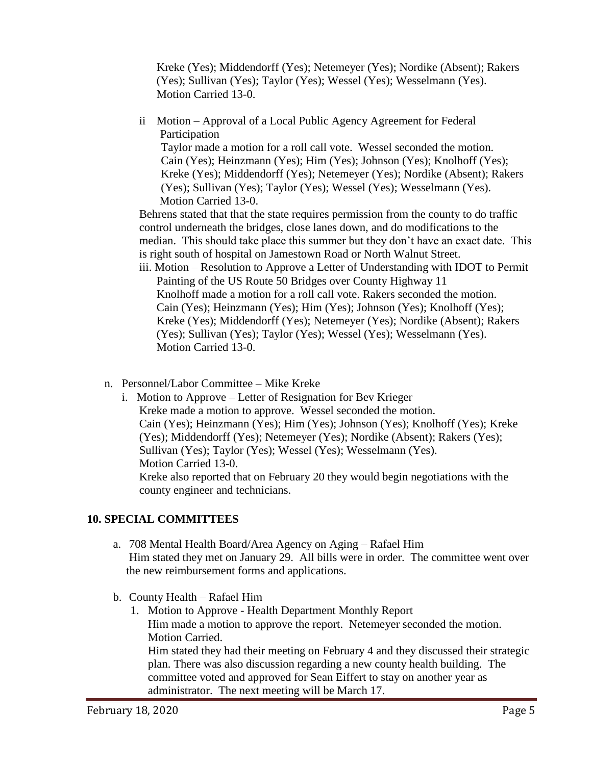Kreke (Yes); Middendorff (Yes); Netemeyer (Yes); Nordike (Absent); Rakers (Yes); Sullivan (Yes); Taylor (Yes); Wessel (Yes); Wesselmann (Yes). Motion Carried 13-0.

ii Motion – Approval of a Local Public Agency Agreement for Federal Participation
Taylor made a motion for a roll call vote. Wessel seconded the motion. Cain (Yes); Heinzmann (Yes); Him (Yes); Johnson (Yes); Knolhoff (Yes); Kreke (Yes); Middendorff (Yes); Netemeyer (Yes); Nordike (Absent); Rakers (Yes); Sullivan (Yes); Taylor (Yes); Wessel (Yes); Wesselmann (Yes). Motion Carried 13-0.

Behrens stated that that the state requires permission from the county to do traffic control underneath the bridges, close lanes down, and do modifications to the median. This should take place this summer but they don't have an exact date. This is right south of hospital on Jamestown Road or North Walnut Street.

iii. Motion – Resolution to Approve a Letter of Understanding with IDOT to Permit Painting of the US Route 50 Bridges over County Highway 11
Knolhoff made a motion for a roll call vote. Rakers seconded the motion. Cain (Yes); Heinzmann (Yes); Him (Yes); Johnson (Yes); Knolhoff (Yes); Kreke (Yes); Middendorff (Yes); Netemeyer (Yes); Nordike (Absent); Rakers (Yes); Sullivan (Yes); Taylor (Yes); Wessel (Yes); Wesselmann (Yes). Motion Carried 13-0.

n. Personnel/Labor Committee – Mike Kreke

i. Motion to Approve – Letter of Resignation for Bev Krieger
Kreke made a motion to approve. Wessel seconded the motion. Cain (Yes); Heinzmann (Yes); Him (Yes); Johnson (Yes); Knolhoff (Yes); Kreke (Yes); Middendorff (Yes); Netemeyer (Yes); Nordike (Absent); Rakers (Yes); Sullivan (Yes); Taylor (Yes); Wessel (Yes); Wesselmann (Yes). Motion Carried 13-0.
Kreke also reported that on February 20 they would begin negotiations with the county engineer and technicians.

## 10. SPECIAL COMMITTEES

a. 708 Mental Health Board/Area Agency on Aging – Rafael Him
Him stated they met on January 29. All bills were in order. The committee went over the new reimbursement forms and applications.

b. County Health – Rafael Him

1. Motion to Approve - Health Department Monthly Report
Him made a motion to approve the report. Netemeyer seconded the motion. Motion Carried.
Him stated they had their meeting on February 4 and they discussed their strategic plan. There was also discussion regarding a new county health building. The committee voted and approved for Sean Eiffert to stay on another year as administrator. The next meeting will be March 17.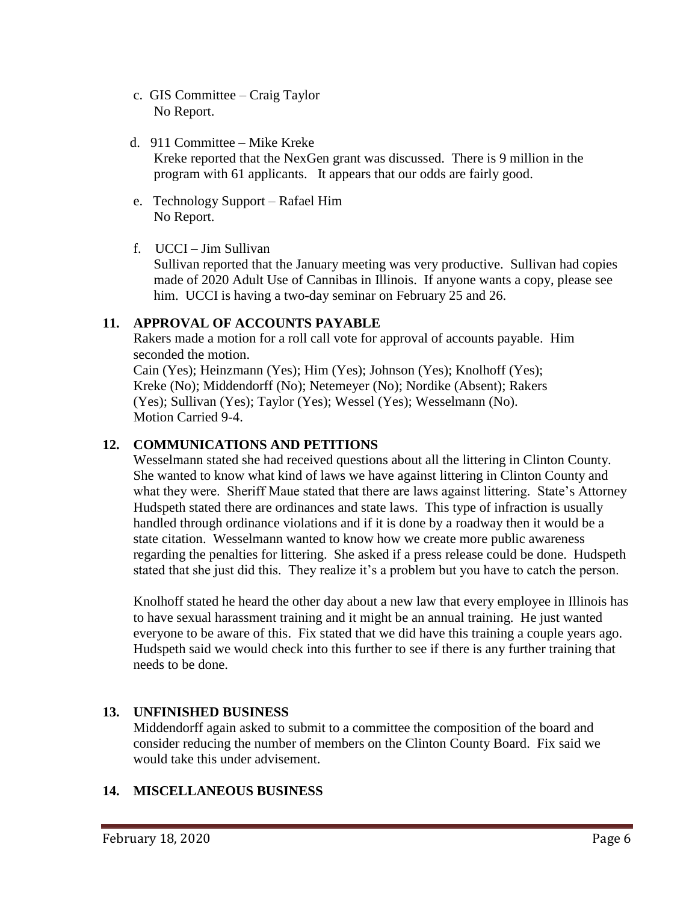c. GIS Committee – Craig Taylor
   No Report.

d. 911 Committee – Mike Kreke
   Kreke reported that the NexGen grant was discussed. There is 9 million in the program with 61 applicants. It appears that our odds are fairly good.

e. Technology Support – Rafael Him
   No Report.

f. UCCI – Jim Sullivan
   Sullivan reported that the January meeting was very productive. Sullivan had copies made of 2020 Adult Use of Cannibas in Illinois. If anyone wants a copy, please see him. UCCI is having a two-day seminar on February 25 and 26.

## 11. APPROVAL OF ACCOUNTS PAYABLE

Rakers made a motion for a roll call vote for approval of accounts payable. Him seconded the motion.
Cain (Yes); Heinzmann (Yes); Him (Yes); Johnson (Yes); Knolhoff (Yes); Kreke (No); Middendorff (No); Netemeyer (No); Nordike (Absent); Rakers (Yes); Sullivan (Yes); Taylor (Yes); Wessel (Yes); Wesselmann (No).
Motion Carried 9-4.

## 12. COMMUNICATIONS AND PETITIONS

Wesselmann stated she had received questions about all the littering in Clinton County. She wanted to know what kind of laws we have against littering in Clinton County and what they were. Sheriff Maue stated that there are laws against littering. State's Attorney Hudspeth stated there are ordinances and state laws. This type of infraction is usually handled through ordinance violations and if it is done by a roadway then it would be a state citation. Wesselmann wanted to know how we create more public awareness regarding the penalties for littering. She asked if a press release could be done. Hudspeth stated that she just did this. They realize it's a problem but you have to catch the person.

Knolhoff stated he heard the other day about a new law that every employee in Illinois has to have sexual harassment training and it might be an annual training. He just wanted everyone to be aware of this. Fix stated that we did have this training a couple years ago. Hudspeth said we would check into this further to see if there is any further training that needs to be done.

## 13. UNFINISHED BUSINESS

Middendorff again asked to submit to a committee the composition of the board and consider reducing the number of members on the Clinton County Board. Fix said we would take this under advisement.

## 14. MISCELLANEOUS BUSINESS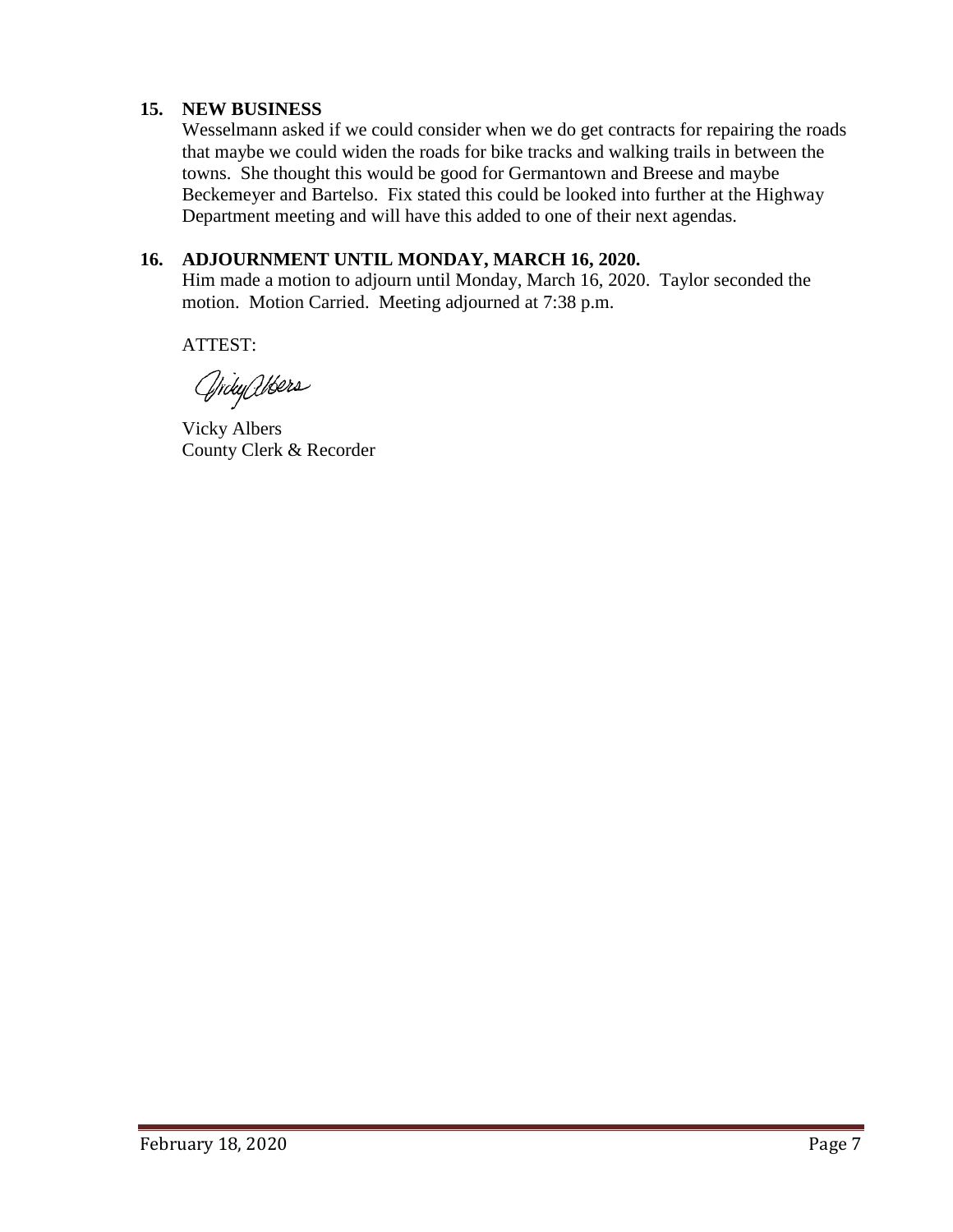**15. NEW BUSINESS**

Wesselmann asked if we could consider when we do get contracts for repairing the roads that maybe we could widen the roads for bike tracks and walking trails in between the towns. She thought this would be good for Germantown and Breese and maybe Beckemeyer and Bartelso. Fix stated this could be looked into further at the Highway Department meeting and will have this added to one of their next agendas.

**16. ADJOURNMENT UNTIL MONDAY, MARCH 16, 2020.**

Him made a motion to adjourn until Monday, March 16, 2020. Taylor seconded the motion. Motion Carried. Meeting adjourned at 7:38 p.m.

ATTEST:

Vicky Albers

Vicky Albers
County Clerk & Recorder